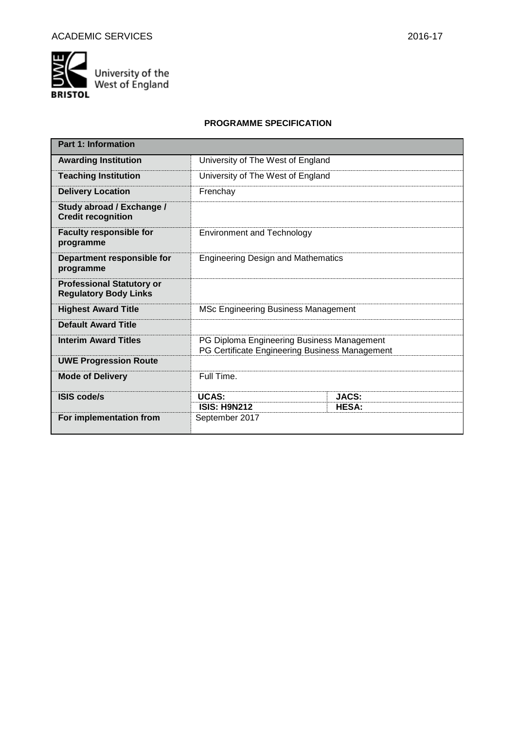# PROGRAMME SPECIFICATION

| Part 1: Information | | |
|---|---|---|
| **Awarding Institution** | University of The West of England | |
| **Teaching Institution** | University of The West of England | |
| **Delivery Location** | Frenchay | |
| **Study abroad / Exchange / Credit recognition** | | |
| **Faculty responsible for programme** | Environment and Technology | |
| **Department responsible for programme** | Engineering Design and Mathematics | |
| **Professional Statutory or Regulatory Body Links** | | |
| **Highest Award Title** | MSc Engineering Business Management | |
| **Default Award Title** | | |
| **Interim Award Titles** | PG Diploma Engineering Business Management<br>PG Certificate Engineering Business Management | |
| **UWE Progression Route** | | |
| **Mode of Delivery** | Full Time. | |
| **ISIS code/s** | **UCAS:** | **JACS:** |
| | **ISIS: H9N212** | **HESA:** |
| **For implementation from** | September 2017 | |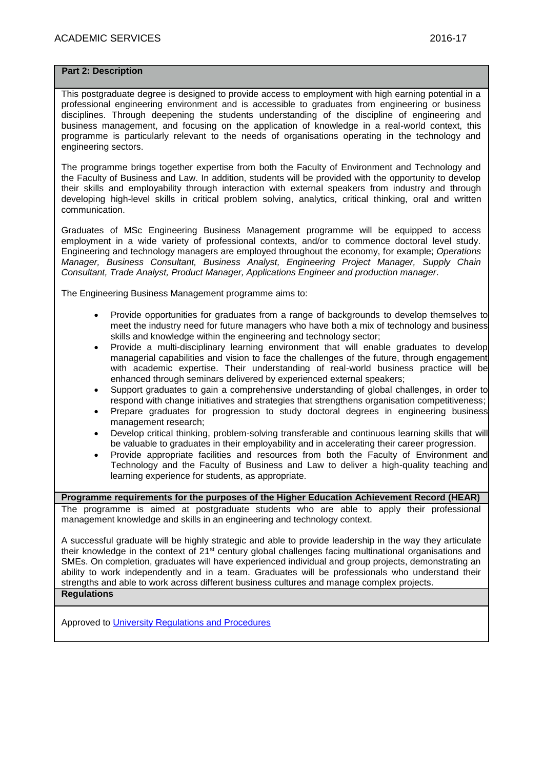## Part 2: Description

This postgraduate degree is designed to provide access to employment with high earning potential in a professional engineering environment and is accessible to graduates from engineering or business disciplines. Through deepening the students understanding of the discipline of engineering and business management, and focusing on the application of knowledge in a real-world context, this programme is particularly relevant to the needs of organisations operating in the technology and engineering sectors.

The programme brings together expertise from both the Faculty of Environment and Technology and the Faculty of Business and Law. In addition, students will be provided with the opportunity to develop their skills and employability through interaction with external speakers from industry and through developing high-level skills in critical problem solving, analytics, critical thinking, oral and written communication.

Graduates of MSc Engineering Business Management programme will be equipped to access employment in a wide variety of professional contexts, and/or to commence doctoral level study. Engineering and technology managers are employed throughout the economy, for example; *Operations Manager, Business Consultant, Business Analyst, Engineering Project Manager, Supply Chain Consultant, Trade Analyst, Product Manager, Applications Engineer and production manager*.

The Engineering Business Management programme aims to:

- Provide opportunities for graduates from a range of backgrounds to develop themselves to meet the industry need for future managers who have both a mix of technology and business skills and knowledge within the engineering and technology sector;
- Provide a multi-disciplinary learning environment that will enable graduates to develop managerial capabilities and vision to face the challenges of the future, through engagement with academic expertise. Their understanding of real-world business practice will be enhanced through seminars delivered by experienced external speakers;
- Support graduates to gain a comprehensive understanding of global challenges, in order to respond with change initiatives and strategies that strengthens organisation competitiveness;
- Prepare graduates for progression to study doctoral degrees in engineering business management research;
- Develop critical thinking, problem-solving transferable and continuous learning skills that will be valuable to graduates in their employability and in accelerating their career progression.
- Provide appropriate facilities and resources from both the Faculty of Environment and Technology and the Faculty of Business and Law to deliver a high-quality teaching and learning experience for students, as appropriate.

## Programme requirements for the purposes of the Higher Education Achievement Record (HEAR)

The programme is aimed at postgraduate students who are able to apply their professional management knowledge and skills in an engineering and technology context.

A successful graduate will be highly strategic and able to provide leadership in the way they articulate their knowledge in the context of 21st century global challenges facing multinational organisations and SMEs. On completion, graduates will have experienced individual and group projects, demonstrating an ability to work independently and in a team. Graduates will be professionals who understand their strengths and able to work across different business cultures and manage complex projects.

## Regulations

Approved to [University Regulations and Procedures]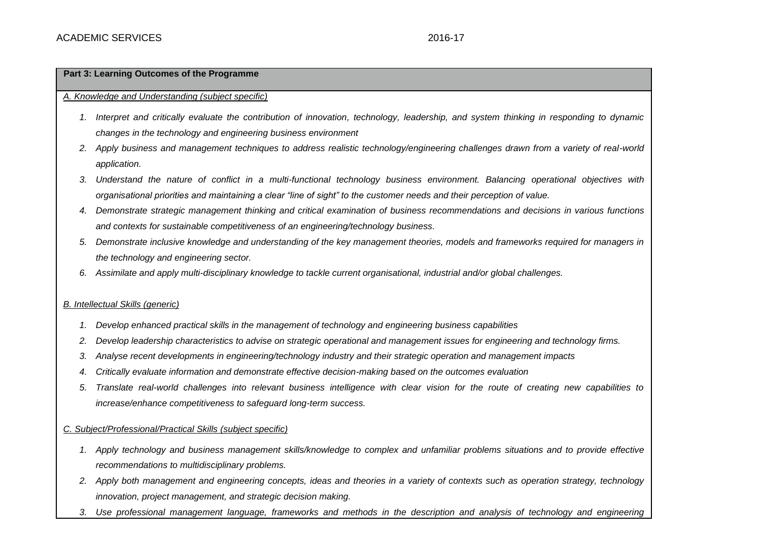**Part 3: Learning Outcomes of the Programme**

*A. Knowledge and Understanding (subject specific)*

1. *Interpret and critically evaluate the contribution of innovation, technology, leadership, and system thinking in responding to dynamic changes in the technology and engineering business environment*
2. *Apply business and management techniques to address realistic technology/engineering challenges drawn from a variety of real-world application.*
3. *Understand the nature of conflict in a multi-functional technology business environment. Balancing operational objectives with organisational priorities and maintaining a clear "line of sight" to the customer needs and their perception of value.*
4. *Demonstrate strategic management thinking and critical examination of business recommendations and decisions in various functions and contexts for sustainable competitiveness of an engineering/technology business.*
5. *Demonstrate inclusive knowledge and understanding of the key management theories, models and frameworks required for managers in the technology and engineering sector.*
6. *Assimilate and apply multi-disciplinary knowledge to tackle current organisational, industrial and/or global challenges.*

*B. Intellectual Skills (generic)*

1. *Develop enhanced practical skills in the management of technology and engineering business capabilities*
2. *Develop leadership characteristics to advise on strategic operational and management issues for engineering and technology firms.*
3. *Analyse recent developments in engineering/technology industry and their strategic operation and management impacts*
4. *Critically evaluate information and demonstrate effective decision-making based on the outcomes evaluation*
5. *Translate real-world challenges into relevant business intelligence with clear vision for the route of creating new capabilities to increase/enhance competitiveness to safeguard long-term success.*

*C. Subject/Professional/Practical Skills (subject specific)*

1. *Apply technology and business management skills/knowledge to complex and unfamiliar problems situations and to provide effective recommendations to multidisciplinary problems.*
2. *Apply both management and engineering concepts, ideas and theories in a variety of contexts such as operation strategy, technology innovation, project management, and strategic decision making.*
3. *Use professional management language, frameworks and methods in the description and analysis of technology and engineering*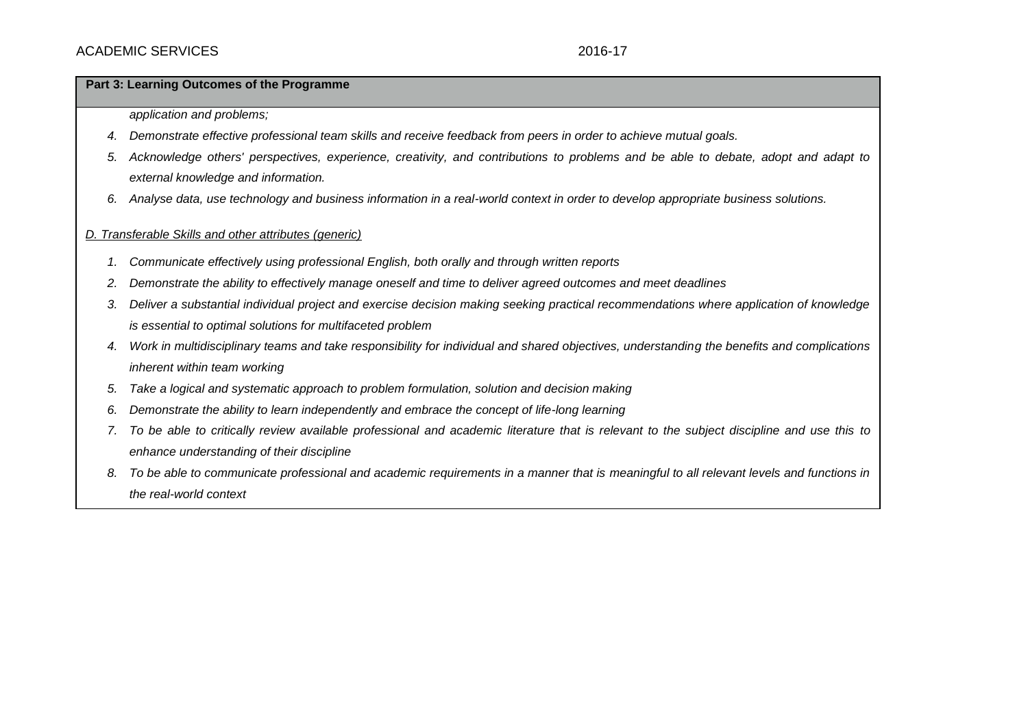**Part 3: Learning Outcomes of the Programme**

*application and problems;*

4. *Demonstrate effective professional team skills and receive feedback from peers in order to achieve mutual goals.*
5. *Acknowledge others' perspectives, experience, creativity, and contributions to problems and be able to debate, adopt and adapt to external knowledge and information.*
6. *Analyse data, use technology and business information in a real-world context in order to develop appropriate business solutions.*

*D. Transferable Skills and other attributes (generic)*

1. *Communicate effectively using professional English, both orally and through written reports*
2. *Demonstrate the ability to effectively manage oneself and time to deliver agreed outcomes and meet deadlines*
3. *Deliver a substantial individual project and exercise decision making seeking practical recommendations where application of knowledge is essential to optimal solutions for multifaceted problem*
4. *Work in multidisciplinary teams and take responsibility for individual and shared objectives, understanding the benefits and complications inherent within team working*
5. *Take a logical and systematic approach to problem formulation, solution and decision making*
6. *Demonstrate the ability to learn independently and embrace the concept of life-long learning*
7. *To be able to critically review available professional and academic literature that is relevant to the subject discipline and use this to enhance understanding of their discipline*
8. *To be able to communicate professional and academic requirements in a manner that is meaningful to all relevant levels and functions in the real-world context*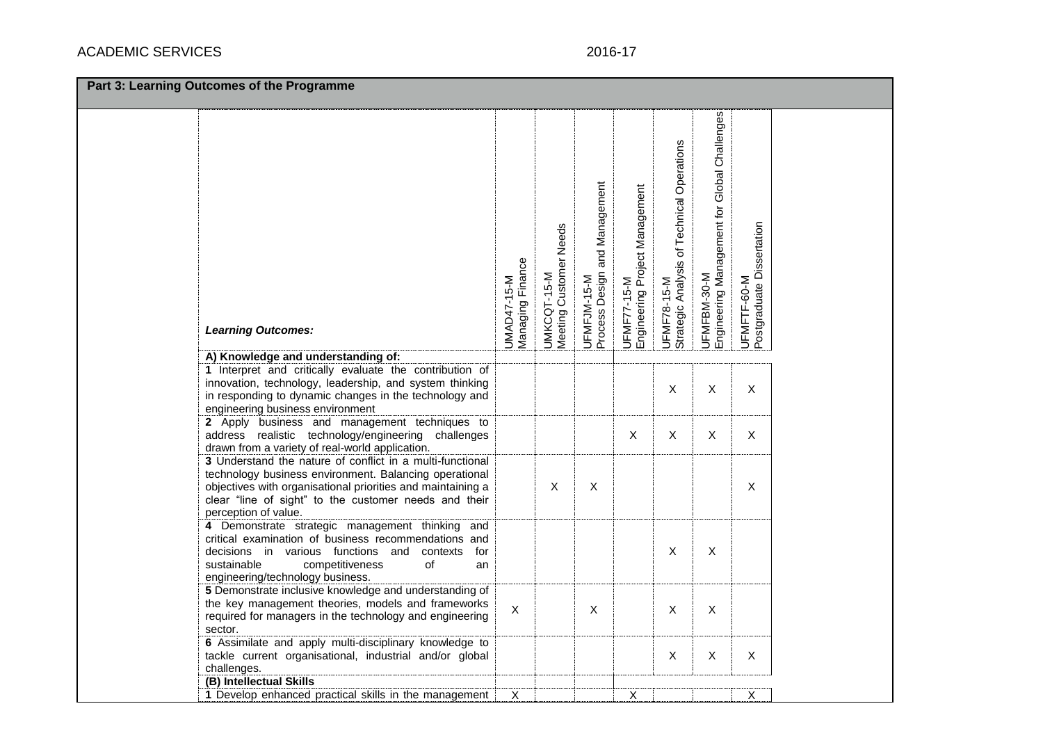## Part 3: Learning Outcomes of the Programme

| Learning Outcomes: | UMAD47-15-M Managing Finance | UMKCQT-15-M Meeting Customer Needs | UFMFJM-15-M Process Design and Management | UFMF77-15-M Engineering Project Management | UFMF78-15-M Strategic Analysis of Technical Operations | UFMFBM-30-M Engineering Management for Global Challenges | UFMFTF-60-M Postgraduate Dissertation |
|---|---|---|---|---|---|---|---|
| **A) Knowledge and understanding of:** | | | | | | | |
| **1** Interpret and critically evaluate the contribution of innovation, technology, leadership, and system thinking in responding to dynamic changes in the technology and engineering business environment | | | | | X | X | X |
| **2** Apply business and management techniques to address realistic technology/engineering challenges drawn from a variety of real-world application. | | | | X | X | X | X |
| **3** Understand the nature of conflict in a multi-functional technology business environment. Balancing operational objectives with organisational priorities and maintaining a clear "line of sight" to the customer needs and their perception of value. | | X | X | | | | X |
| **4** Demonstrate strategic management thinking and critical examination of business recommendations and decisions in various functions and contexts for sustainable competitiveness of an engineering/technology business. | | | | | X | X | |
| **5** Demonstrate inclusive knowledge and understanding of the key management theories, models and frameworks required for managers in the technology and engineering sector. | X | | X | | X | X | |
| **6** Assimilate and apply multi-disciplinary knowledge to tackle current organisational, industrial and/or global challenges. | | | | | X | X | X |
| **(B) Intellectual Skills** | | | | | | | |
| **1** Develop enhanced practical skills in the management | X | | | X | | | X |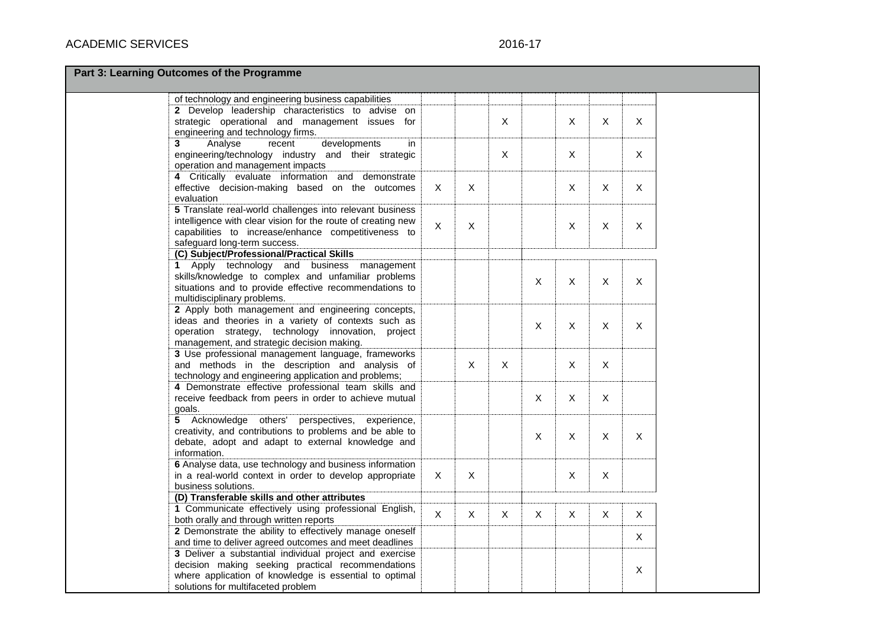**Part 3: Learning Outcomes of the Programme**

| | | | | | | | | | |
|---|---|---|---|---|---|---|---|---|---|
| | of technology and engineering business capabilities | | | | | | | | |
| | **2** Develop leadership characteristics to advise on strategic operational and management issues for engineering and technology firms. | | | X | | X | X | X | |
| | **3** Analyse recent developments in engineering/technology industry and their strategic operation and management impacts | | | X | | X | | X | |
| | **4** Critically evaluate information and demonstrate effective decision-making based on the outcomes evaluation | X | X | | | X | X | X | |
| | **5** Translate real-world challenges into relevant business intelligence with clear vision for the route of creating new capabilities to increase/enhance competitiveness to safeguard long-term success. | X | X | | | X | X | X | |
| | **(C) Subject/Professional/Practical Skills** | | | | | | | | |
| | **1** Apply technology and business management skills/knowledge to complex and unfamiliar problems situations and to provide effective recommendations to multidisciplinary problems. | | | | X | X | X | X | |
| | **2** Apply both management and engineering concepts, ideas and theories in a variety of contexts such as operation strategy, technology innovation, project management, and strategic decision making. | | | | X | X | X | X | |
| | **3** Use professional management language, frameworks and methods in the description and analysis of technology and engineering application and problems; | | X | X | | X | X | | |
| | **4** Demonstrate effective professional team skills and receive feedback from peers in order to achieve mutual goals. | | | | X | X | X | | |
| | **5** Acknowledge others' perspectives, experience, creativity, and contributions to problems and be able to debate, adopt and adapt to external knowledge and information. | | | | X | X | X | X | |
| | **6** Analyse data, use technology and business information in a real-world context in order to develop appropriate business solutions. | X | X | | | X | X | | |
| | **(D) Transferable skills and other attributes** | | | | | | | | |
| | **1** Communicate effectively using professional English, both orally and through written reports | X | X | X | X | X | X | X | |
| | **2** Demonstrate the ability to effectively manage oneself and time to deliver agreed outcomes and meet deadlines | | | | | | | X | |
| | **3** Deliver a substantial individual project and exercise decision making seeking practical recommendations where application of knowledge is essential to optimal solutions for multifaceted problem | | | | | | | X | |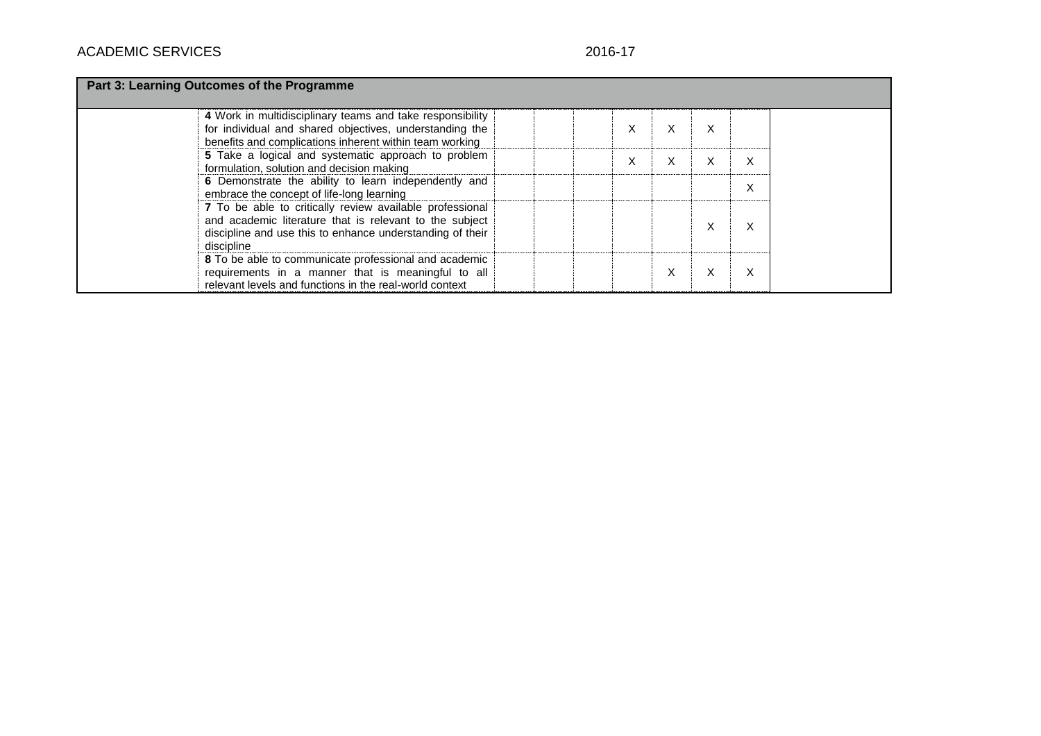| Part 3: Learning Outcomes of the Programme | | | | | | | | | |
|---|---|---|---|---|---|---|---|---|---|
| | **4** Work in multidisciplinary teams and take responsibility for individual and shared objectives, understanding the benefits and complications inherent within team working | | | | X | X | X | | |
| | **5** Take a logical and systematic approach to problem formulation, solution and decision making | | | | X | X | X | X | |
| | **6** Demonstrate the ability to learn independently and embrace the concept of life-long learning | | | | | | | X | |
| | **7** To be able to critically review available professional and academic literature that is relevant to the subject discipline and use this to enhance understanding of their discipline | | | | | | X | X | |
| | **8** To be able to communicate professional and academic requirements in a manner that is meaningful to all relevant levels and functions in the real-world context | | | | | X | X | X | |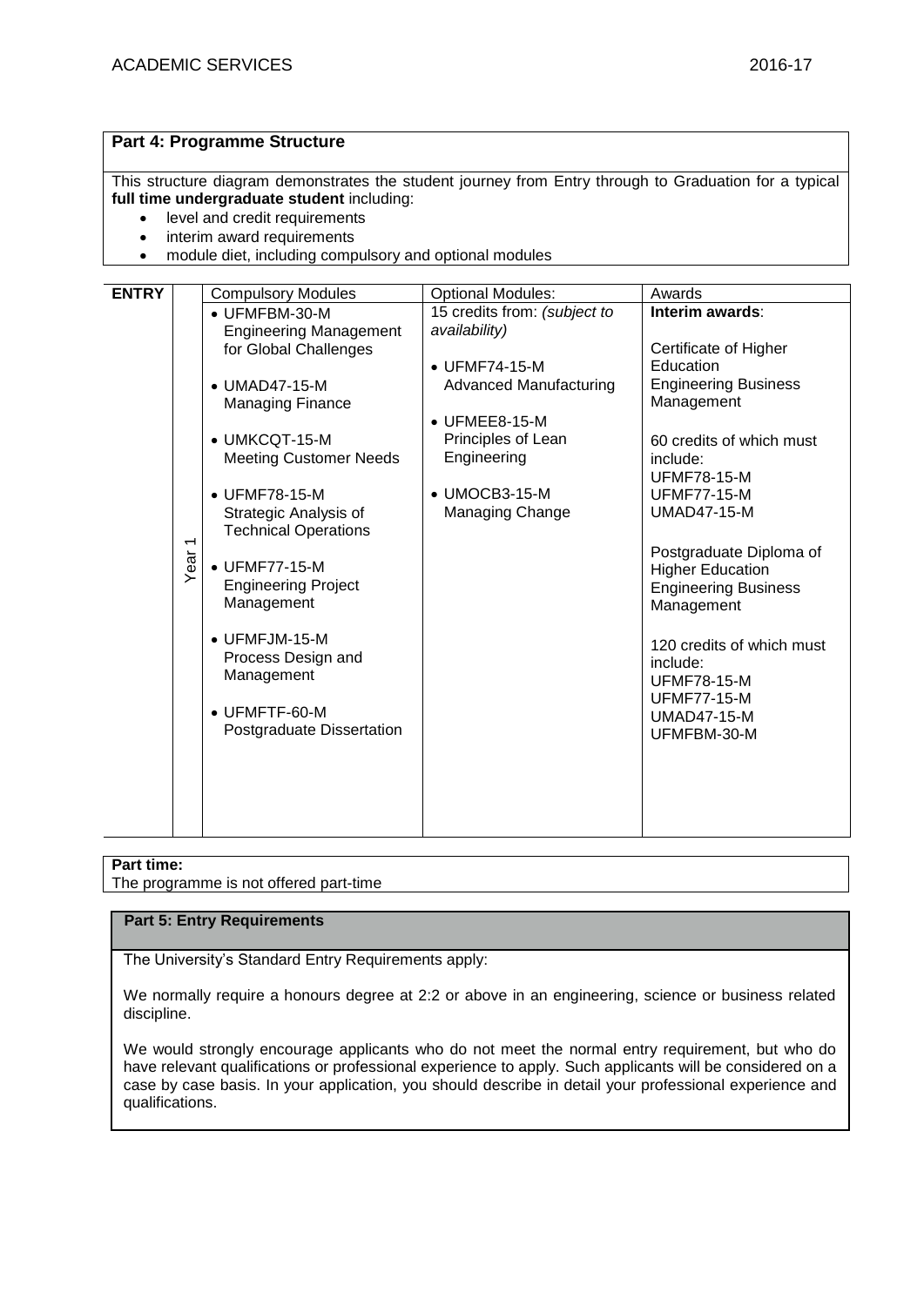## Part 4: Programme Structure

This structure diagram demonstrates the student journey from Entry through to Graduation for a typical **full time undergraduate student** including:

- level and credit requirements
- interim award requirements
- module diet, including compulsory and optional modules

| ENTRY | | Compulsory Modules | Optional Modules: | Awards |
|---|---|---|---|---|
| | Year 1 | • UFMFBM-30-M Engineering Management for Global Challenges<br><br>• UMAD47-15-M Managing Finance<br><br>• UMKCQT-15-M Meeting Customer Needs<br><br>• UFMF78-15-M Strategic Analysis of Technical Operations<br><br>• UFMF77-15-M Engineering Project Management<br><br>• UFMFJM-15-M Process Design and Management<br><br>• UFMFTF-60-M Postgraduate Dissertation | 15 credits from: *(subject to availability)*<br><br>• UFMF74-15-M Advanced Manufacturing<br><br>• UFMEE8-15-M Principles of Lean Engineering<br><br>• UMOCB3-15-M Managing Change | **Interim awards**:<br><br>Certificate of Higher Education Engineering Business Management<br><br>60 credits of which must include:<br>UFMF78-15-M<br>UFMF77-15-M<br>UMAD47-15-M<br><br>Postgraduate Diploma of Higher Education Engineering Business Management<br><br>120 credits of which must include:<br>UFMF78-15-M<br>UFMF77-15-M<br>UMAD47-15-M<br>UFMFBM-30-M |

**Part time:**
The programme is not offered part-time

## Part 5: Entry Requirements

The University's Standard Entry Requirements apply:

We normally require a honours degree at 2:2 or above in an engineering, science or business related discipline.

We would strongly encourage applicants who do not meet the normal entry requirement, but who do have relevant qualifications or professional experience to apply. Such applicants will be considered on a case by case basis. In your application, you should describe in detail your professional experience and qualifications.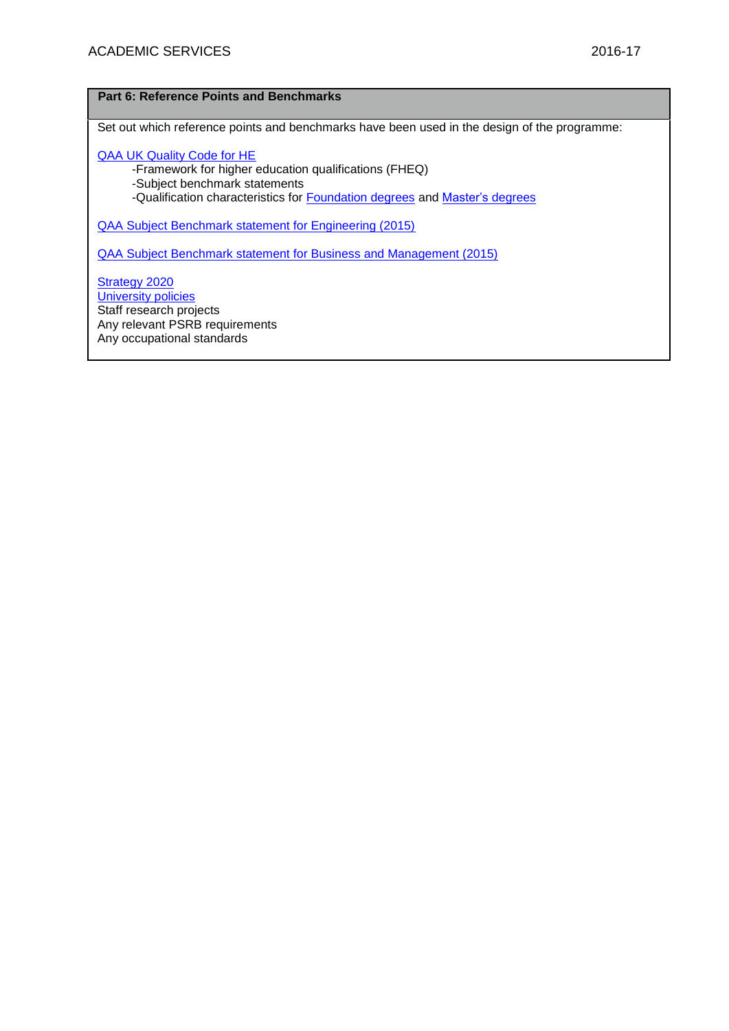## Part 6: Reference Points and Benchmarks

Set out which reference points and benchmarks have been used in the design of the programme:

QAA UK Quality Code for HE

- -Framework for higher education qualifications (FHEQ)
- -Subject benchmark statements
- -Qualification characteristics for Foundation degrees and Master's degrees

QAA Subject Benchmark statement for Engineering (2015)

QAA Subject Benchmark statement for Business and Management (2015)

Strategy 2020
University policies
Staff research projects
Any relevant PSRB requirements
Any occupational standards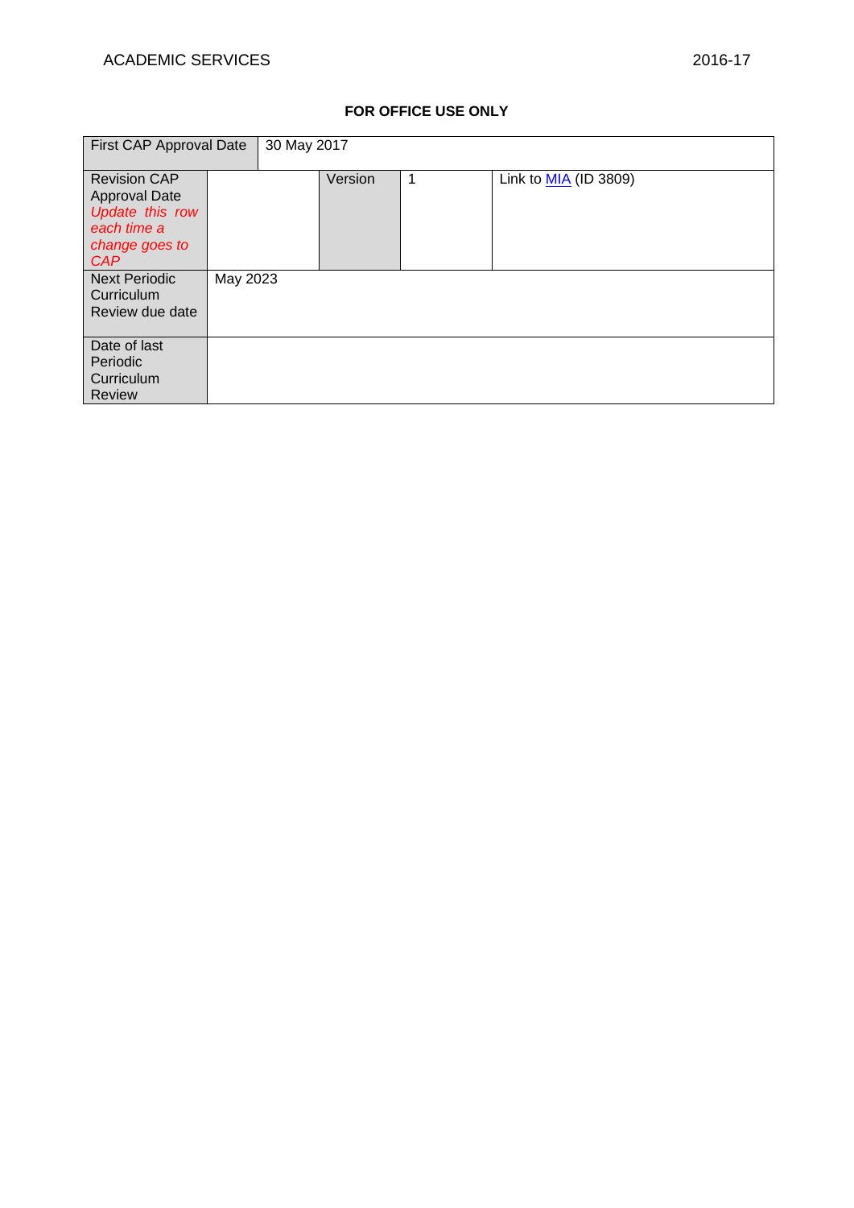**FOR OFFICE USE ONLY**

| | | | | |
|---|---|---|---|---|
| First CAP Approval Date | 30 May 2017 | | | |
| Revision CAP Approval Date *Update this row each time a change goes to CAP* | | Version | 1 | Link to MIA (ID 3809) |
| Next Periodic Curriculum Review due date | May 2023 | | | |
| Date of last Periodic Curriculum Review | | | | |